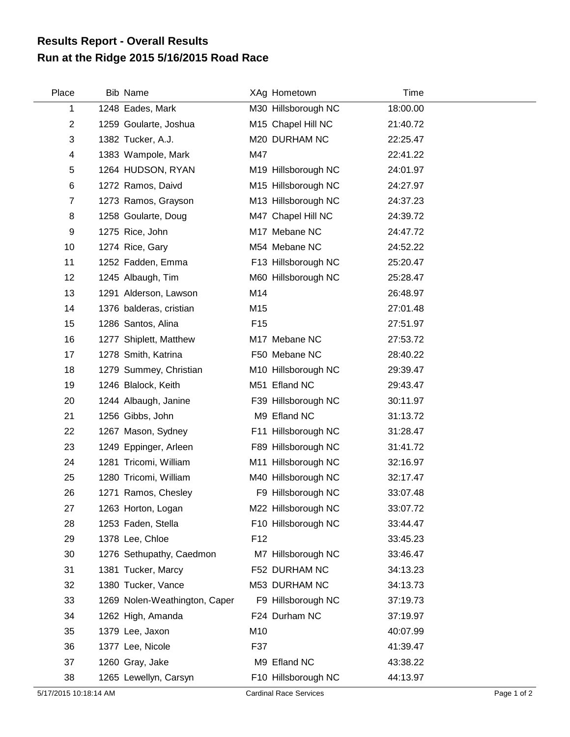## Results Report - Overall Results
## Run at the Ridge 2015 5/16/2015 Road Race

| Place | Bib | Name | XAg | Hometown | Time |
|---|---|---|---|---|---|
| 1 | 1248 | Eades, Mark | M30 | Hillsborough NC | 18:00.00 |
| 2 | 1259 | Goularte, Joshua | M15 | Chapel Hill NC | 21:40.72 |
| 3 | 1382 | Tucker, A.J. | M20 | DURHAM NC | 22:25.47 |
| 4 | 1383 | Wampole, Mark | M47 | | 22:41.22 |
| 5 | 1264 | HUDSON, RYAN | M19 | Hillsborough NC | 24:01.97 |
| 6 | 1272 | Ramos, Daivd | M15 | Hillsborough NC | 24:27.97 |
| 7 | 1273 | Ramos, Grayson | M13 | Hillsborough NC | 24:37.23 |
| 8 | 1258 | Goularte, Doug | M47 | Chapel Hill NC | 24:39.72 |
| 9 | 1275 | Rice, John | M17 | Mebane NC | 24:47.72 |
| 10 | 1274 | Rice, Gary | M54 | Mebane NC | 24:52.22 |
| 11 | 1252 | Fadden, Emma | F13 | Hillsborough NC | 25:20.47 |
| 12 | 1245 | Albaugh, Tim | M60 | Hillsborough NC | 25:28.47 |
| 13 | 1291 | Alderson, Lawson | M14 | | 26:48.97 |
| 14 | 1376 | balderas, cristian | M15 | | 27:01.48 |
| 15 | 1286 | Santos, Alina | F15 | | 27:51.97 |
| 16 | 1277 | Shiplett, Matthew | M17 | Mebane NC | 27:53.72 |
| 17 | 1278 | Smith, Katrina | F50 | Mebane NC | 28:40.22 |
| 18 | 1279 | Summey, Christian | M10 | Hillsborough NC | 29:39.47 |
| 19 | 1246 | Blalock, Keith | M51 | Efland NC | 29:43.47 |
| 20 | 1244 | Albaugh, Janine | F39 | Hillsborough NC | 30:11.97 |
| 21 | 1256 | Gibbs, John | M9 | Efland NC | 31:13.72 |
| 22 | 1267 | Mason, Sydney | F11 | Hillsborough NC | 31:28.47 |
| 23 | 1249 | Eppinger, Arleen | F89 | Hillsborough NC | 31:41.72 |
| 24 | 1281 | Tricomi, William | M11 | Hillsborough NC | 32:16.97 |
| 25 | 1280 | Tricomi, William | M40 | Hillsborough NC | 32:17.47 |
| 26 | 1271 | Ramos, Chesley | F9 | Hillsborough NC | 33:07.48 |
| 27 | 1263 | Horton, Logan | M22 | Hillsborough NC | 33:07.72 |
| 28 | 1253 | Faden, Stella | F10 | Hillsborough NC | 33:44.47 |
| 29 | 1378 | Lee, Chloe | F12 | | 33:45.23 |
| 30 | 1276 | Sethupathy, Caedmon | M7 | Hillsborough NC | 33:46.47 |
| 31 | 1381 | Tucker, Marcy | F52 | DURHAM NC | 34:13.23 |
| 32 | 1380 | Tucker, Vance | M53 | DURHAM NC | 34:13.73 |
| 33 | 1269 | Nolen-Weathington, Caper | F9 | Hillsborough NC | 37:19.73 |
| 34 | 1262 | High, Amanda | F24 | Durham NC | 37:19.97 |
| 35 | 1379 | Lee, Jaxon | M10 | | 40:07.99 |
| 36 | 1377 | Lee, Nicole | F37 | | 41:39.47 |
| 37 | 1260 | Gray, Jake | M9 | Efland NC | 43:38.22 |
| 38 | 1265 | Lewellyn, Carsyn | F10 | Hillsborough NC | 44:13.97 |

5/17/2015 10:18:14 AM Cardinal Race Services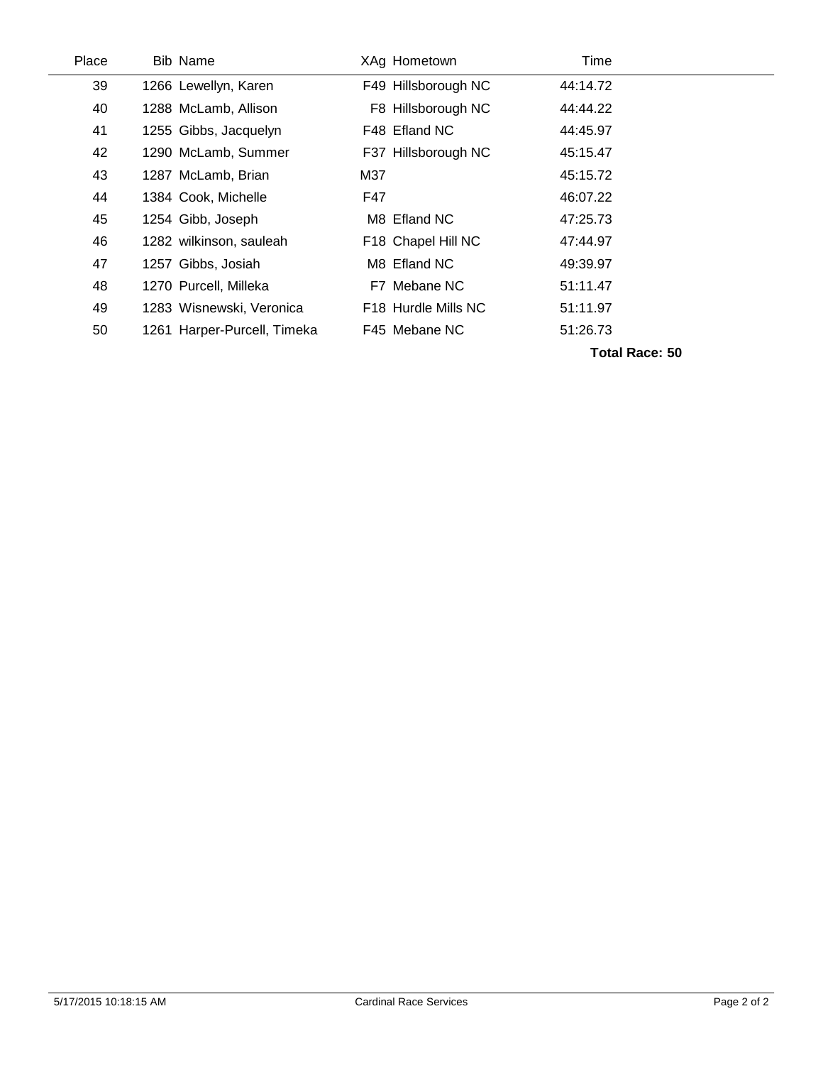| Place | Bib | Name | XAg | Hometown | Time |
|---|---|---|---|---|---|
| 39 | 1266 | Lewellyn, Karen | F49 | Hillsborough NC | 44:14.72 |
| 40 | 1288 | McLamb, Allison | F8 | Hillsborough NC | 44:44.22 |
| 41 | 1255 | Gibbs, Jacquelyn | F48 | Efland NC | 44:45.97 |
| 42 | 1290 | McLamb, Summer | F37 | Hillsborough NC | 45:15.47 |
| 43 | 1287 | McLamb, Brian | M37 | | 45:15.72 |
| 44 | 1384 | Cook, Michelle | F47 | | 46:07.22 |
| 45 | 1254 | Gibb, Joseph | M8 | Efland NC | 47:25.73 |
| 46 | 1282 | wilkinson, sauleah | F18 | Chapel Hill NC | 47:44.97 |
| 47 | 1257 | Gibbs, Josiah | M8 | Efland NC | 49:39.97 |
| 48 | 1270 | Purcell, Milleka | F7 | Mebane NC | 51:11.47 |
| 49 | 1283 | Wisnewski, Veronica | F18 | Hurdle Mills NC | 51:11.97 |
| 50 | 1261 | Harper-Purcell, Timeka | F45 | Mebane NC | 51:26.73 |

**Total Race: 50**